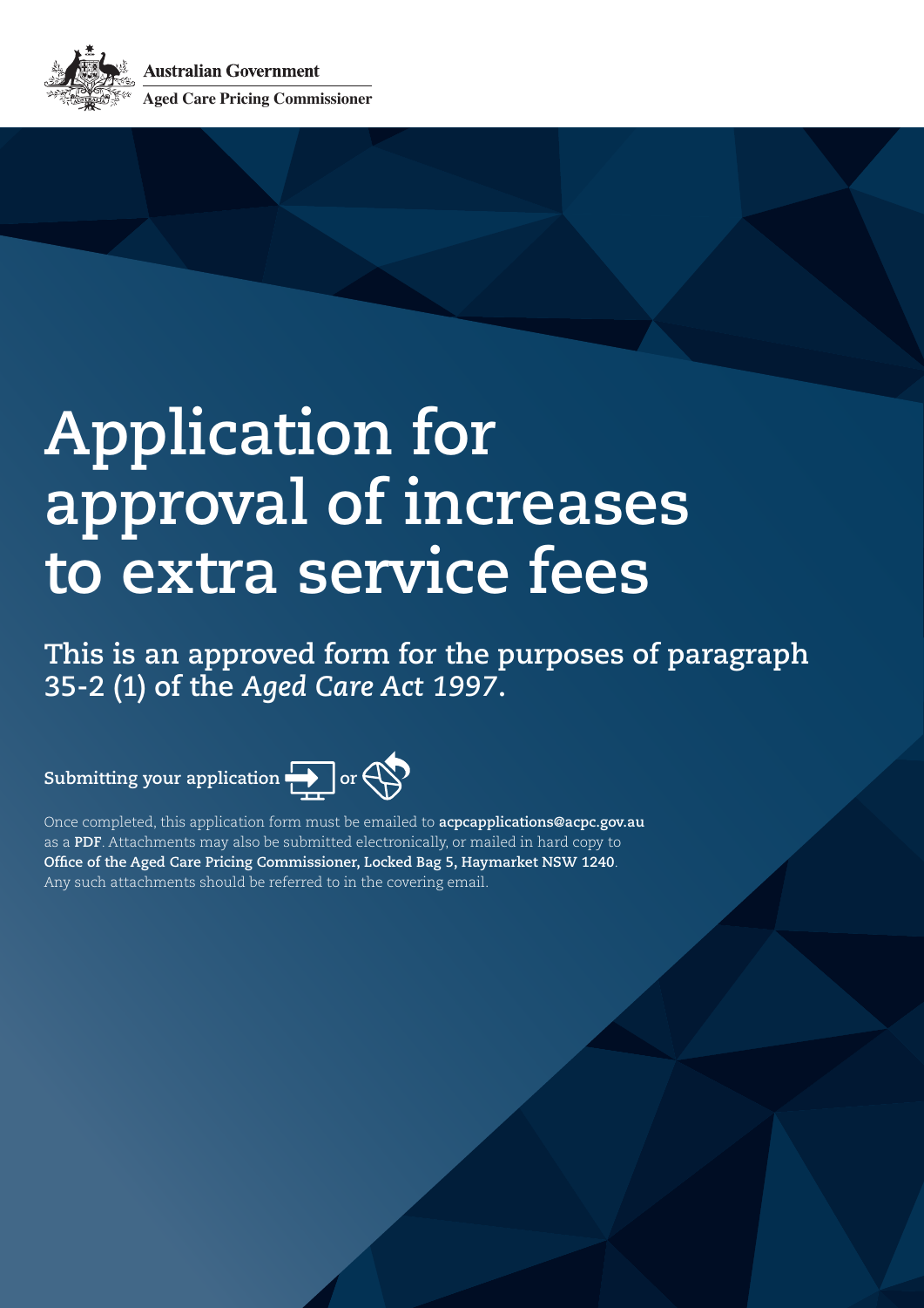Australian Government

Aged Care Pricing Commissioner

# Application for approval of increases to extra service fees

## This is an approved form for the purposes of paragraph 35-2 (1) of the *Aged Care Act 1997*.

**Submitting your application** or

Once completed, this application form must be emailed to **acpcapplications@acpc.gov.au** as a **PDF**. Attachments may also be submitted electronically, or mailed in hard copy to **Office of the Aged Care Pricing Commissioner, Locked Bag 5, Haymarket NSW 1240**. Any such attachments should be referred to in the covering email.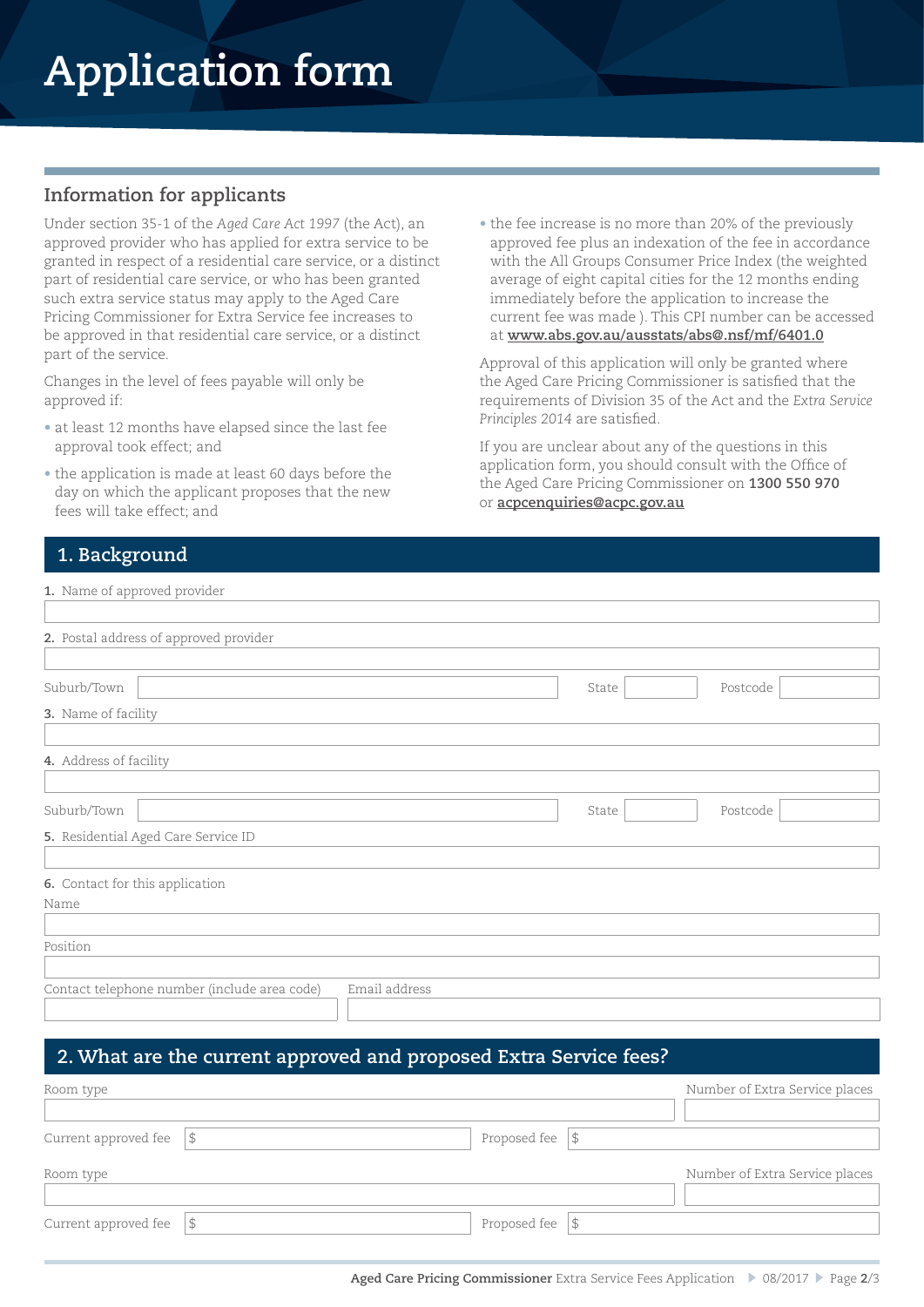# Application form

## Information for applicants

Under section 35-1 of the *Aged Care Act 1997* (the Act), an approved provider who has applied for extra service to be granted in respect of a residential care service, or a distinct part of residential care service, or who has been granted such extra service status may apply to the Aged Care Pricing Commissioner for Extra Service fee increases to be approved in that residential care service, or a distinct part of the service.

Changes in the level of fees payable will only be approved if:

- at least 12 months have elapsed since the last fee approval took effect; and
- the application is made at least 60 days before the day on which the applicant proposes that the new fees will take effect; and
- the fee increase is no more than 20% of the previously approved fee plus an indexation of the fee in accordance with the All Groups Consumer Price Index (the weighted average of eight capital cities for the 12 months ending immediately before the application to increase the current fee was made ). This CPI number can be accessed at **www.abs.gov.au/ausstats/abs@.nsf/mf/6401.0**

Approval of this application will only be granted where the Aged Care Pricing Commissioner is satisfied that the requirements of Division 35 of the Act and the *Extra Service Principles 2014* are satisfied.

If you are unclear about any of the questions in this application form, you should consult with the Office of the Aged Care Pricing Commissioner on **1300 550 970** or **acpcenquiries@acpc.gov.au**

## 1. Background

**1.** Name of approved provider

**2.** Postal address of approved provider

Suburb/Town State Postcode

**3.** Name of facility

**4.** Address of facility

Suburb/Town State Postcode

**5.** Residential Aged Care Service ID

**6.** Contact for this application

Name

Position

Contact telephone number (include area code) Email address

## 2. What are the current approved and proposed Extra Service fees?

Room type Number of Extra Service places

Current approved fee $ Proposed fee $

Room type Number of Extra Service places

Current approved fee $ Proposed fee $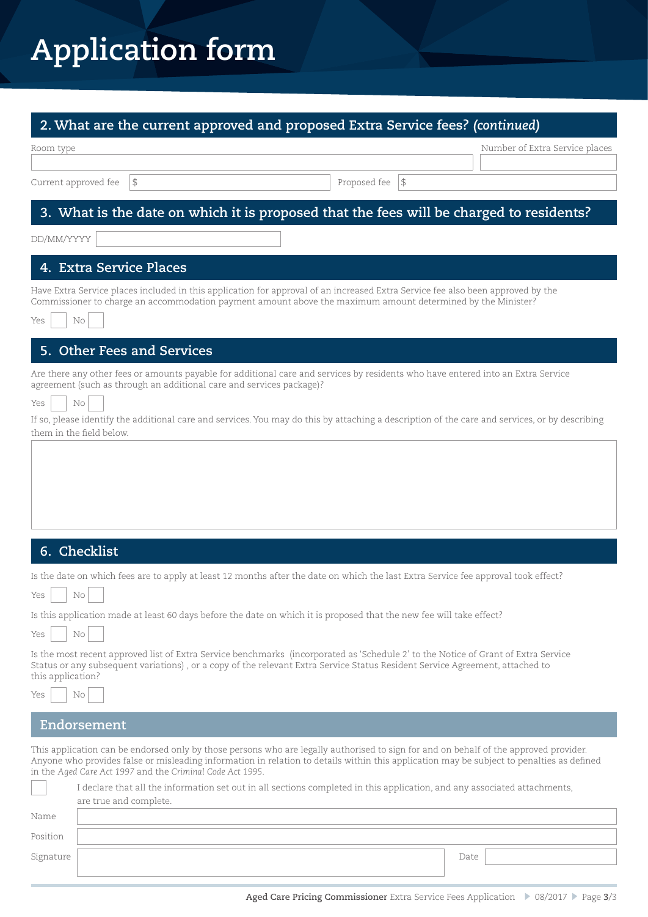# Application form

## 2. What are the current approved and proposed Extra Service fees? *(continued)*

Room type

Number of Extra Service places

Current approved fee $

Proposed fee $

## 3. What is the date on which it is proposed that the fees will be charged to residents?

DD/MM/YYYY

## 4. Extra Service Places

Have Extra Service places included in this application for approval of an increased Extra Service fee also been approved by the Commissioner to charge an accommodation payment amount above the maximum amount determined by the Minister?

Yes ☐ No ☐

## 5. Other Fees and Services

Are there any other fees or amounts payable for additional care and services by residents who have entered into an Extra Service agreement (such as through an additional care and services package)?

Yes ☐ No ☐

If so, please identify the additional care and services. You may do this by attaching a description of the care and services, or by describing them in the field below.

## 6. Checklist

Is the date on which fees are to apply at least 12 months after the date on which the last Extra Service fee approval took effect?

Yes ☐ No ☐

Is this application made at least 60 days before the date on which it is proposed that the new fee will take effect?

Yes ☐ No ☐

Is the most recent approved list of Extra Service benchmarks (incorporated as 'Schedule 2' to the Notice of Grant of Extra Service Status or any subsequent variations) , or a copy of the relevant Extra Service Status Resident Service Agreement, attached to this application?

Yes ☐ No ☐

## Endorsement

This application can be endorsed only by those persons who are legally authorised to sign for and on behalf of the approved provider. Anyone who provides false or misleading information in relation to details within this application may be subject to penalties as defined in the *Aged Care Act 1997* and the *Criminal Code Act 1995*.

☐ I declare that all the information set out in all sections completed in this application, and any associated attachments, are true and complete.

Name

Position

Signature

Date